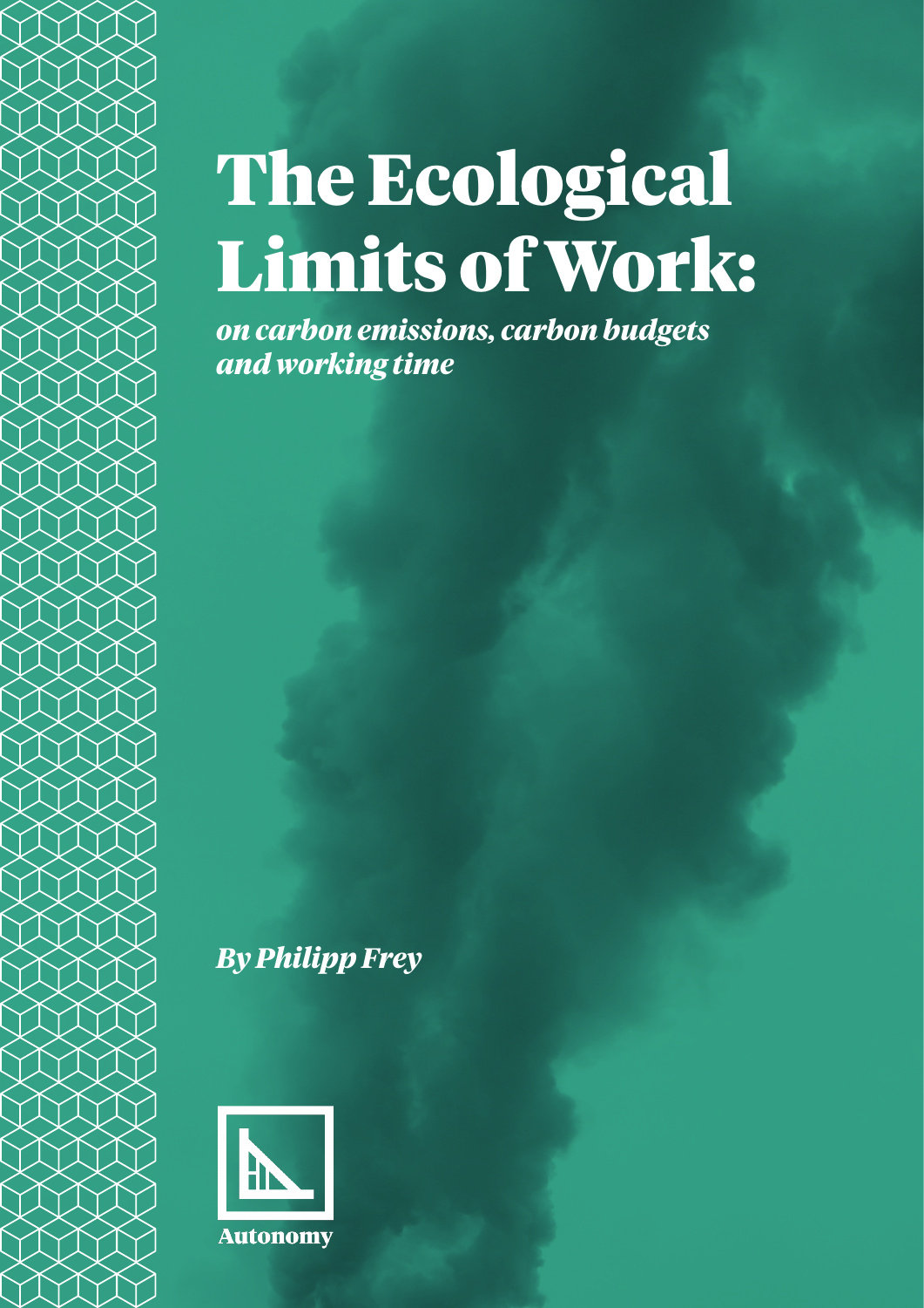# The Ecological Limits of Work:

*on carbon emissions, carbon budgets and working time*

*By Philipp Frey*

Autonomy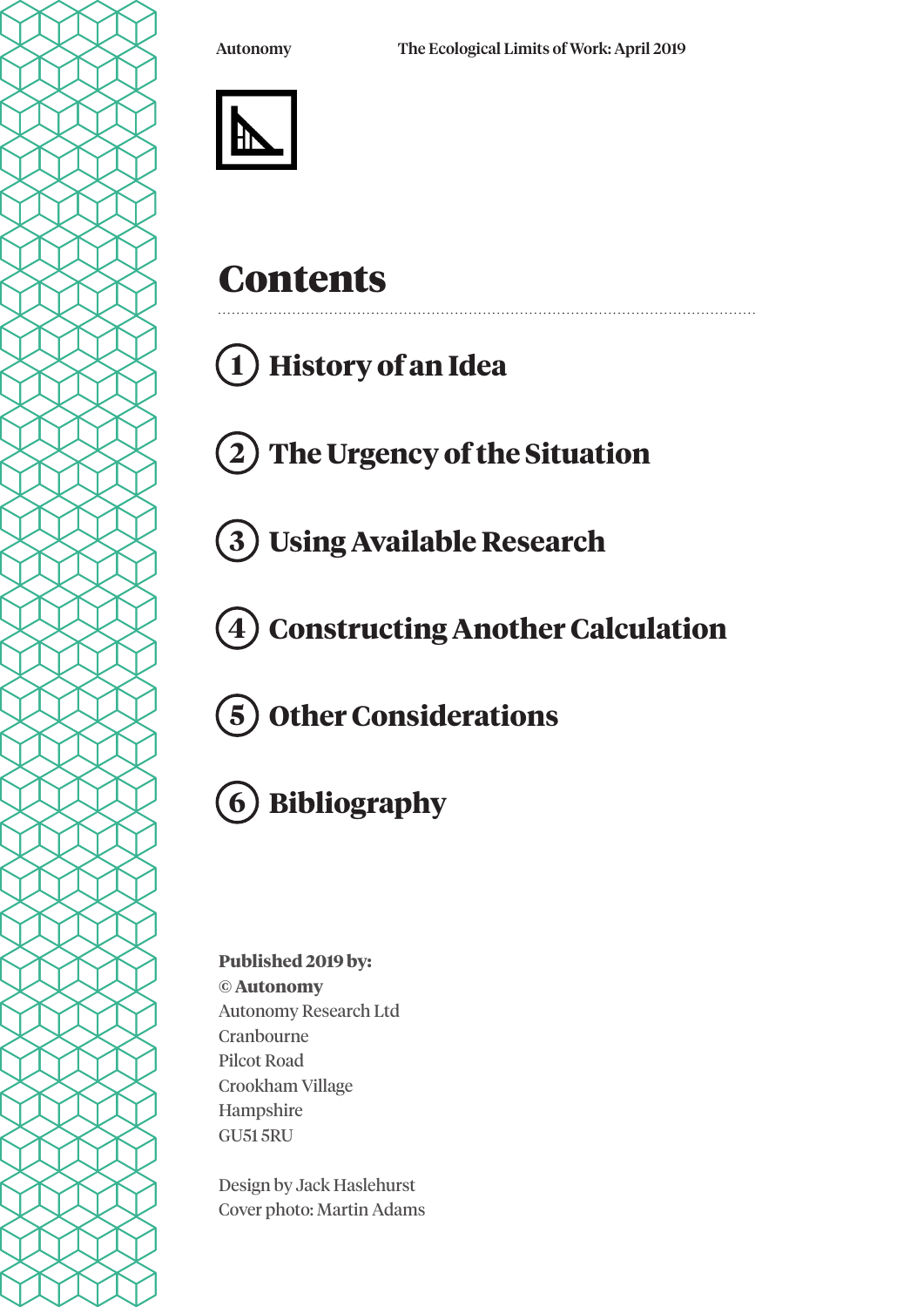# Contents

1. History of an Idea
2. The Urgency of the Situation
3. Using Available Research
4. Constructing Another Calculation
5. Other Considerations
6. Bibliography

**Published 2019 by:**
**© Autonomy**
Autonomy Research Ltd
Cranbourne
Pilcot Road
Crookham Village
Hampshire
GU51 5RU

Design by Jack Haslehurst
Cover photo: Martin Adams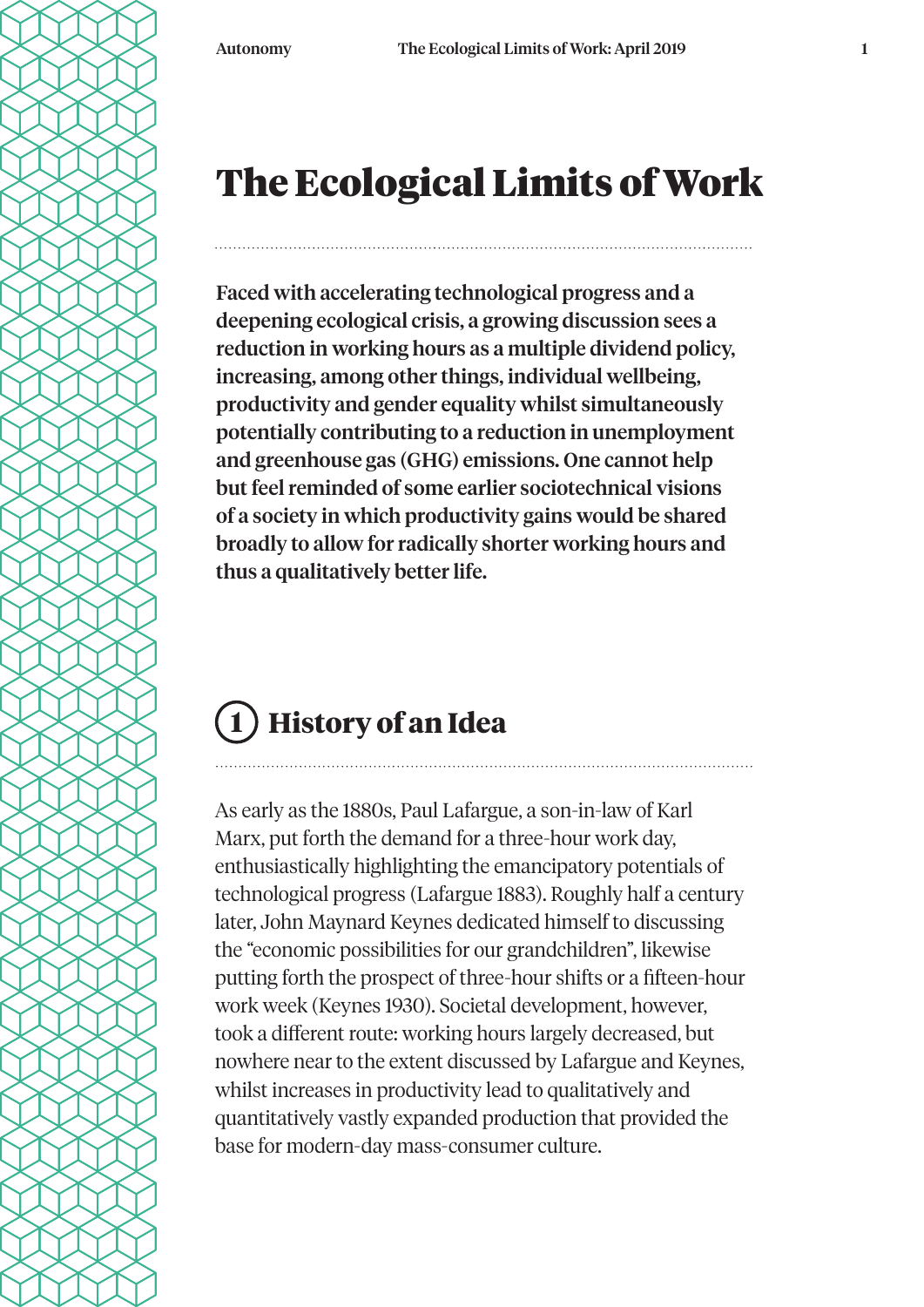# The Ecological Limits of Work

**Faced with accelerating technological progress and a deepening ecological crisis, a growing discussion sees a reduction in working hours as a multiple dividend policy, increasing, among other things, individual wellbeing, productivity and gender equality whilst simultaneously potentially contributing to a reduction in unemployment and greenhouse gas (GHG) emissions. One cannot help but feel reminded of some earlier sociotechnical visions of a society in which productivity gains would be shared broadly to allow for radically shorter working hours and thus a qualitatively better life.**

## 1 History of an Idea

As early as the 1880s, Paul Lafargue, a son-in-law of Karl Marx, put forth the demand for a three-hour work day, enthusiastically highlighting the emancipatory potentials of technological progress (Lafargue 1883). Roughly half a century later, John Maynard Keynes dedicated himself to discussing the "economic possibilities for our grandchildren", likewise putting forth the prospect of three-hour shifts or a fifteen-hour work week (Keynes 1930). Societal development, however, took a different route: working hours largely decreased, but nowhere near to the extent discussed by Lafargue and Keynes, whilst increases in productivity lead to qualitatively and quantitatively vastly expanded production that provided the base for modern-day mass-consumer culture.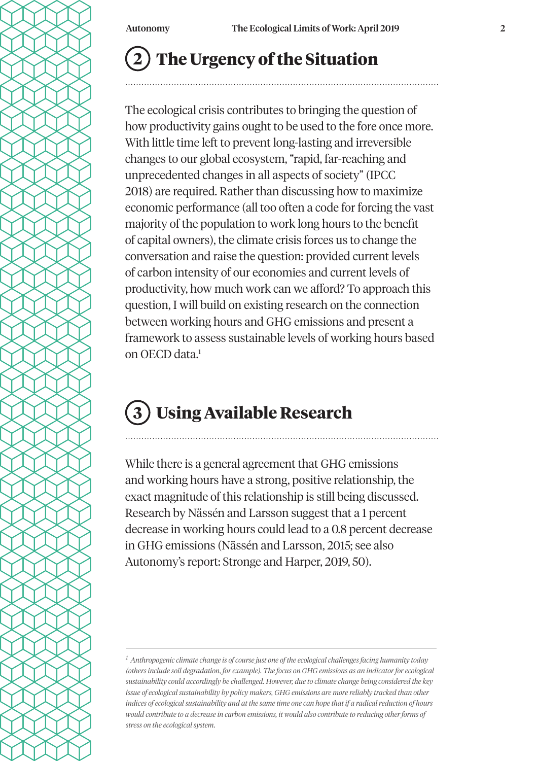## 2 The Urgency of the Situation

The ecological crisis contributes to bringing the question of how productivity gains ought to be used to the fore once more. With little time left to prevent long-lasting and irreversible changes to our global ecosystem, "rapid, far-reaching and unprecedented changes in all aspects of society" (IPCC 2018) are required. Rather than discussing how to maximize economic performance (all too often a code for forcing the vast majority of the population to work long hours to the benefit of capital owners), the climate crisis forces us to change the conversation and raise the question: provided current levels of carbon intensity of our economies and current levels of productivity, how much work can we afford? To approach this question, I will build on existing research on the connection between working hours and GHG emissions and present a framework to assess sustainable levels of working hours based on OECD data.[1]

## 3 Using Available Research

While there is a general agreement that GHG emissions and working hours have a strong, positive relationship, the exact magnitude of this relationship is still being discussed. Research by Nässén and Larsson suggest that a 1 percent decrease in working hours could lead to a 0.8 percent decrease in GHG emissions (Nässén and Larsson, 2015; see also Autonomy's report: Stronge and Harper, 2019, 50).

---

[1] *Anthropogenic climate change is of course just one of the ecological challenges facing humanity today (others include soil degradation, for example). The focus on GHG emissions as an indicator for ecological sustainability could accordingly be challenged. However, due to climate change being considered the key issue of ecological sustainability by policy makers, GHG emissions are more reliably tracked than other indices of ecological sustainability and at the same time one can hope that if a radical reduction of hours would contribute to a decrease in carbon emissions, it would also contribute to reducing other forms of stress on the ecological system.*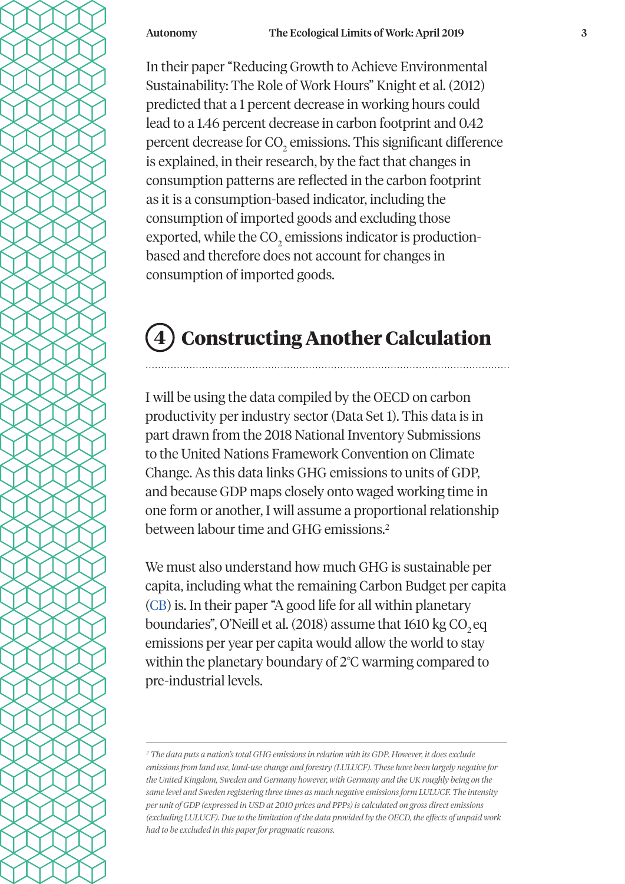In their paper "Reducing Growth to Achieve Environmental Sustainability: The Role of Work Hours" Knight et al. (2012) predicted that a 1 percent decrease in working hours could lead to a 1.46 percent decrease in carbon footprint and 0.42 percent decrease for $CO_2$ emissions. This significant difference is explained, in their research, by the fact that changes in consumption patterns are reflected in the carbon footprint as it is a consumption-based indicator, including the consumption of imported goods and excluding those exported, while the $CO_2$ emissions indicator is production-based and therefore does not account for changes in consumption of imported goods.

## 4 Constructing Another Calculation

I will be using the data compiled by the OECD on carbon productivity per industry sector (Data Set 1). This data is in part drawn from the 2018 National Inventory Submissions to the United Nations Framework Convention on Climate Change. As this data links GHG emissions to units of GDP, and because GDP maps closely onto waged working time in one form or another, I will assume a proportional relationship between labour time and GHG emissions.[2]

We must also understand how much GHG is sustainable per capita, including what the remaining Carbon Budget per capita (CB) is. In their paper "A good life for all within planetary boundaries", O'Neill et al. (2018) assume that 1610 kg $CO_2$eq emissions per year per capita would allow the world to stay within the planetary boundary of 2°C warming compared to pre-industrial levels.

---

[2] *The data puts a nation's total GHG emissions in relation with its GDP. However, it does exclude emissions from land use, land-use change and forestry (LULUCF). These have been largely negative for the United Kingdom, Sweden and Germany however, with Germany and the UK roughly being on the same level and Sweden registering three times as much negative emissions form LULUCF. The intensity per unit of GDP (expressed in USD at 2010 prices and PPPs) is calculated on gross direct emissions (excluding LULUCF). Due to the limitation of the data provided by the OECD, the effects of unpaid work had to be excluded in this paper for pragmatic reasons.*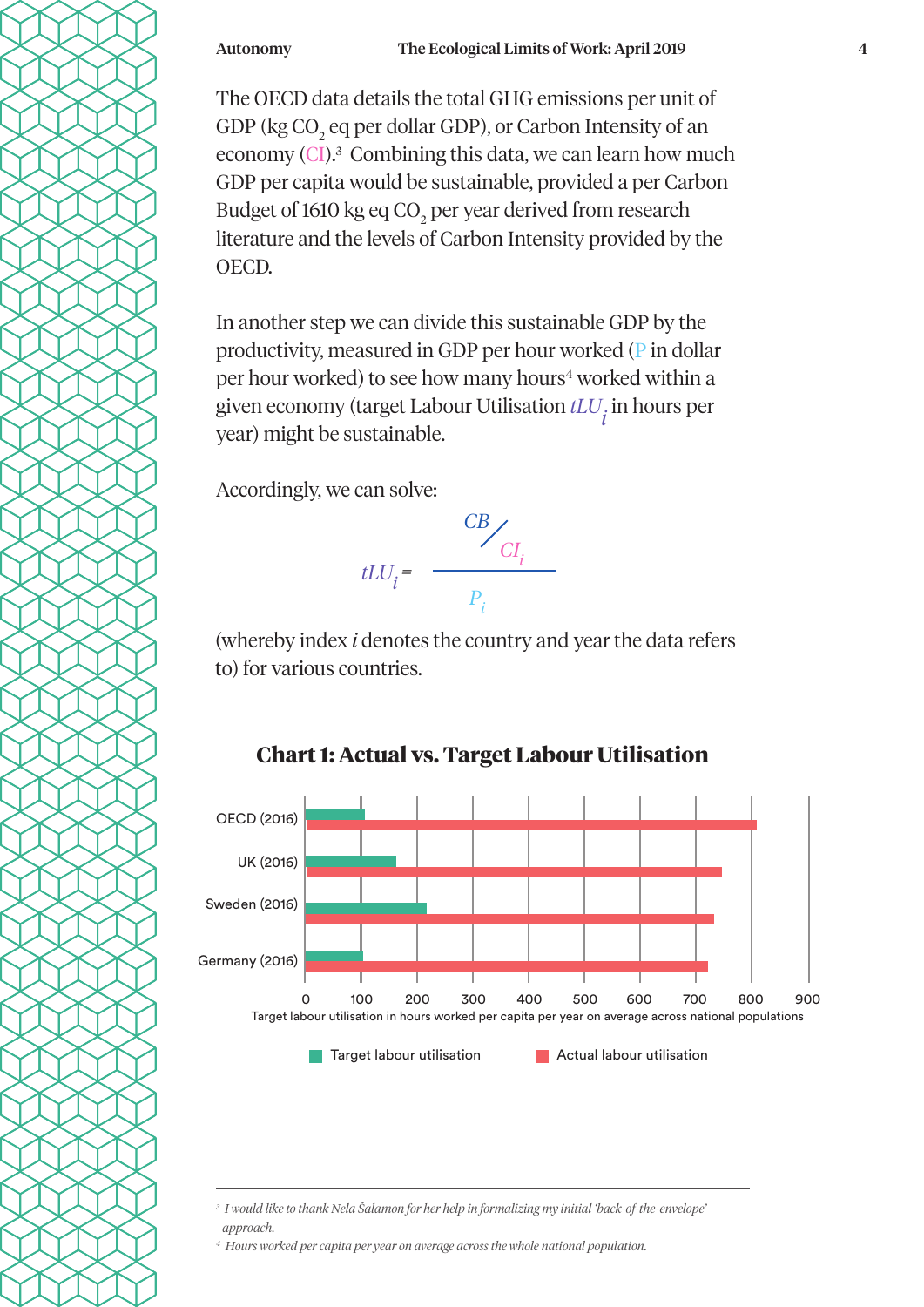The OECD data details the total GHG emissions per unit of GDP (kg $CO_2$ eq per dollar GDP), or Carbon Intensity of an economy (CI).[3] Combining this data, we can learn how much GDP per capita would be sustainable, provided a per Carbon Budget of 1610 kg eq $CO_2$ per year derived from research literature and the levels of Carbon Intensity provided by the OECD.

In another step we can divide this sustainable GDP by the productivity, measured in GDP per hour worked (P in dollar per hour worked) to see how many hours[4] worked within a given economy (target Labour Utilisation $tLU_i$ in hours per year) might be sustainable.

Accordingly, we can solve:

$$tLU_i = \frac{CB / CI_i}{P_i}$$

(whereby index *i* denotes the country and year the data refers to) for various countries.

## Chart 1: Actual vs. Target Labour Utilisation

| | Target labour utilisation | Actual labour utilisation |
|---|---|---|
| OECD (2016) | ~105 | ~808 |
| UK (2016) | ~163 | ~747 |
| Sweden (2016) | ~218 | ~733 |
| Germany (2016) | ~103 | ~723 |

Target labour utilisation in hours worked per capita per year on average across national populations

---

[3] *I would like to thank Nela Šalamon for her help in formalizing my initial 'back-of-the-envelope' approach.*

[4] *Hours worked per capita per year on average across the whole national population.*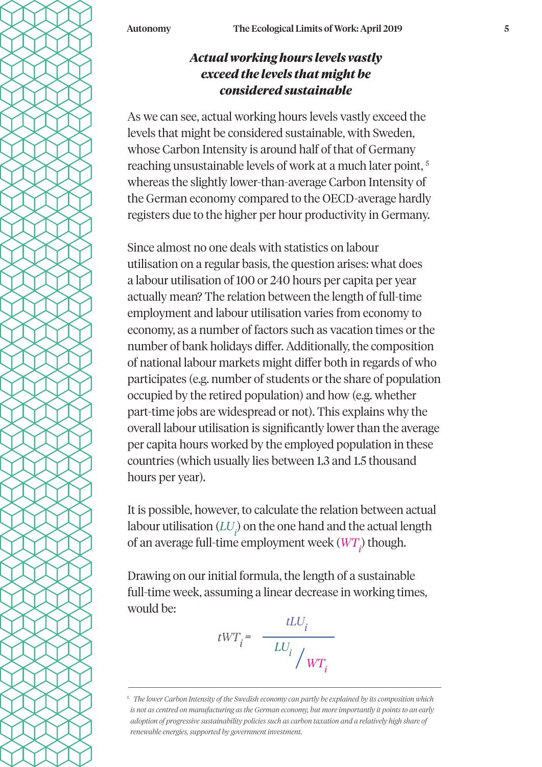### *Actual working hours levels vastly exceed the levels that might be considered sustainable*

As we can see, actual working hours levels vastly exceed the levels that might be considered sustainable, with Sweden, whose Carbon Intensity is around half of that of Germany reaching unsustainable levels of work at a much later point, [5] whereas the slightly lower-than-average Carbon Intensity of the German economy compared to the OECD-average hardly registers due to the higher per hour productivity in Germany.

Since almost no one deals with statistics on labour utilisation on a regular basis, the question arises: what does a labour utilisation of 100 or 240 hours per capita per year actually mean? The relation between the length of full-time employment and labour utilisation varies from economy to economy, as a number of factors such as vacation times or the number of bank holidays differ. Additionally, the composition of national labour markets might differ both in regards of who participates (e.g. number of students or the share of population occupied by the retired population) and how (e.g. whether part-time jobs are widespread or not). This explains why the overall labour utilisation is significantly lower than the average per capita hours worked by the employed population in these countries (which usually lies between 1.3 and 1.5 thousand hours per year).

It is possible, however, to calculate the relation between actual labour utilisation ($LU_i$) on the one hand and the actual length of an average full-time employment week ($WT_i$) though.

Drawing on our initial formula, the length of a sustainable full-time week, assuming a linear decrease in working times, would be:

$$tWT_i = \frac{tLU_i}{LU_i / WT_i}$$

---

[5] *The lower Carbon Intensity of the Swedish economy can partly be explained by its composition which is not as centred on manufacturing as the German economy, but more importantly it points to an early adoption of progressive sustainability policies such as carbon taxation and a relatively high share of renewable energies, supported by government investment.*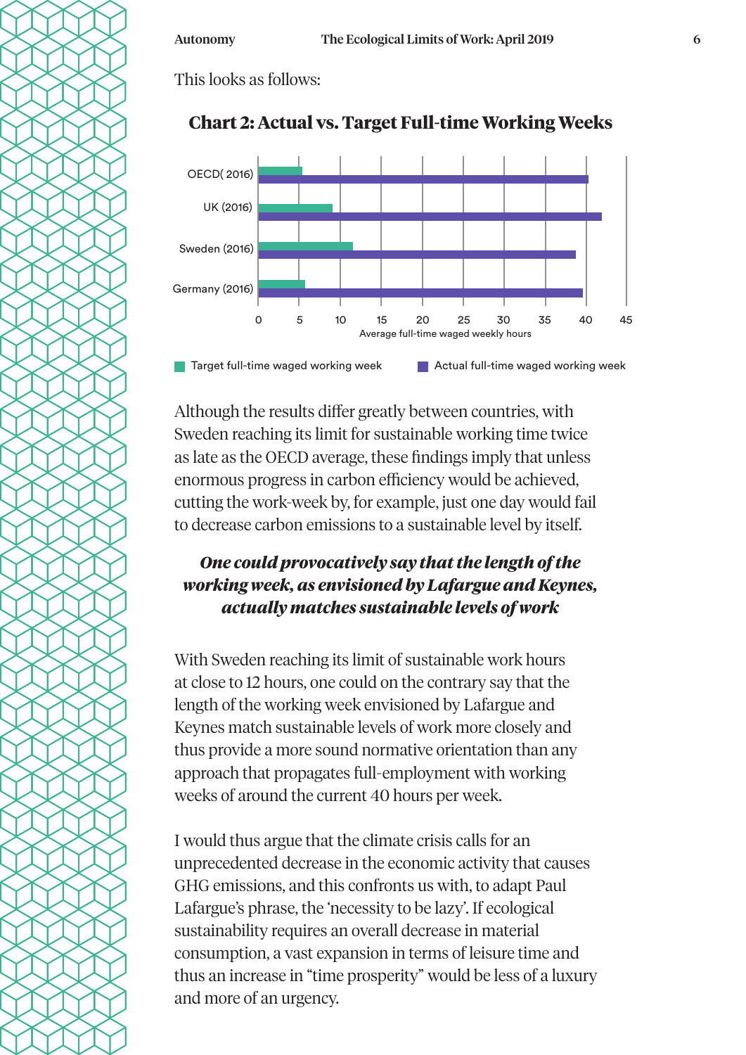This looks as follows:

**Chart 2: Actual vs. Target Full-time Working Weeks**

| | Target full-time waged working week | Actual full-time waged working week |
|---|---|---|
| OECD( 2016) | | |
| UK (2016) | | |
| Sweden (2016) | | |
| Germany (2016) | | |

Average full-time waged weekly hours

Although the results differ greatly between countries, with Sweden reaching its limit for sustainable working time twice as late as the OECD average, these findings imply that unless enormous progress in carbon efficiency would be achieved, cutting the work-week by, for example, just one day would fail to decrease carbon emissions to a sustainable level by itself.

***One could provocatively say that the length of the working week, as envisioned by Lafargue and Keynes, actually matches sustainable levels of work***

With Sweden reaching its limit of sustainable work hours at close to 12 hours, one could on the contrary say that the length of the working week envisioned by Lafargue and Keynes match sustainable levels of work more closely and thus provide a more sound normative orientation than any approach that propagates full-employment with working weeks of around the current 40 hours per week.

I would thus argue that the climate crisis calls for an unprecedented decrease in the economic activity that causes GHG emissions, and this confronts us with, to adapt Paul Lafargue's phrase, the 'necessity to be lazy'. If ecological sustainability requires an overall decrease in material consumption, a vast expansion in terms of leisure time and thus an increase in "time prosperity" would be less of a luxury and more of an urgency.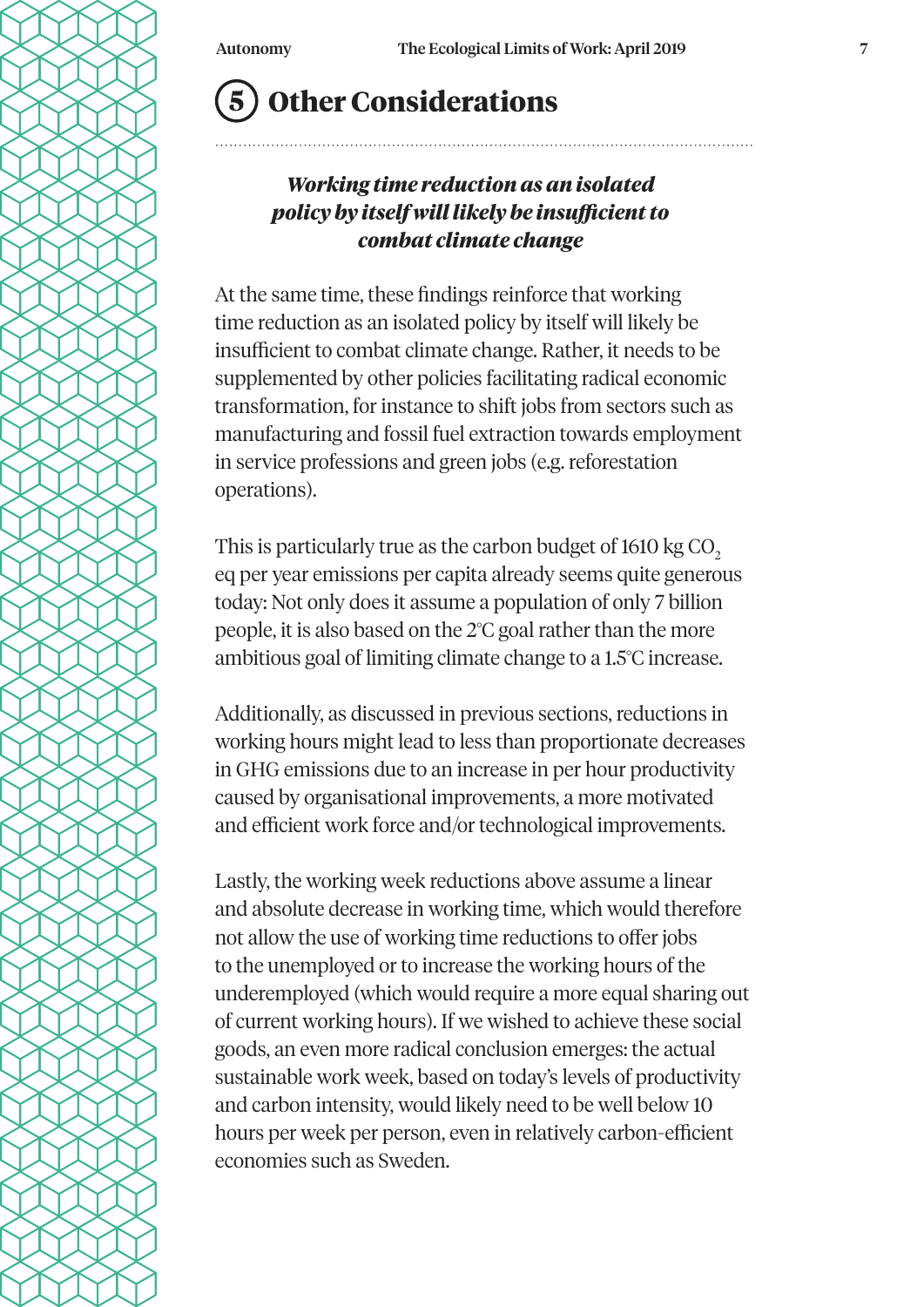# 5 Other Considerations

***Working time reduction as an isolated policy by itself will likely be insufficient to combat climate change***

At the same time, these findings reinforce that working time reduction as an isolated policy by itself will likely be insufficient to combat climate change. Rather, it needs to be supplemented by other policies facilitating radical economic transformation, for instance to shift jobs from sectors such as manufacturing and fossil fuel extraction towards employment in service professions and green jobs (e.g. reforestation operations).

This is particularly true as the carbon budget of 1610 kg $CO_2$ eq per year emissions per capita already seems quite generous today: Not only does it assume a population of only 7 billion people, it is also based on the 2°C goal rather than the more ambitious goal of limiting climate change to a 1.5°C increase.

Additionally, as discussed in previous sections, reductions in working hours might lead to less than proportionate decreases in GHG emissions due to an increase in per hour productivity caused by organisational improvements, a more motivated and efficient work force and/or technological improvements.

Lastly, the working week reductions above assume a linear and absolute decrease in working time, which would therefore not allow the use of working time reductions to offer jobs to the unemployed or to increase the working hours of the underemployed (which would require a more equal sharing out of current working hours). If we wished to achieve these social goods, an even more radical conclusion emerges: the actual sustainable work week, based on today's levels of productivity and carbon intensity, would likely need to be well below 10 hours per week per person, even in relatively carbon-efficient economies such as Sweden.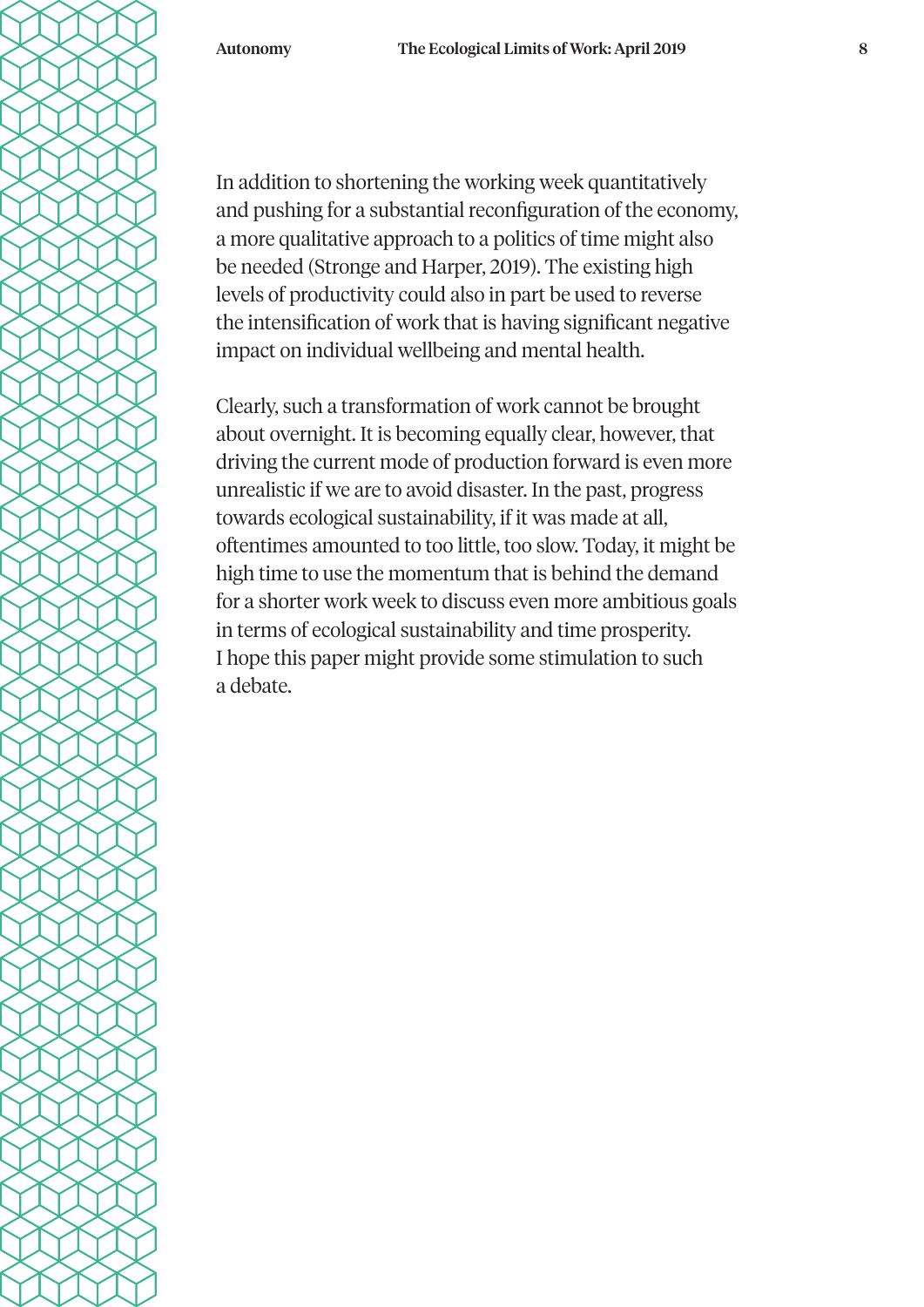In addition to shortening the working week quantitatively and pushing for a substantial reconfiguration of the economy, a more qualitative approach to a politics of time might also be needed (Stronge and Harper, 2019). The existing high levels of productivity could also in part be used to reverse the intensification of work that is having significant negative impact on individual wellbeing and mental health.

Clearly, such a transformation of work cannot be brought about overnight. It is becoming equally clear, however, that driving the current mode of production forward is even more unrealistic if we are to avoid disaster. In the past, progress towards ecological sustainability, if it was made at all, oftentimes amounted to too little, too slow. Today, it might be high time to use the momentum that is behind the demand for a shorter work week to discuss even more ambitious goals in terms of ecological sustainability and time prosperity. I hope this paper might provide some stimulation to such a debate.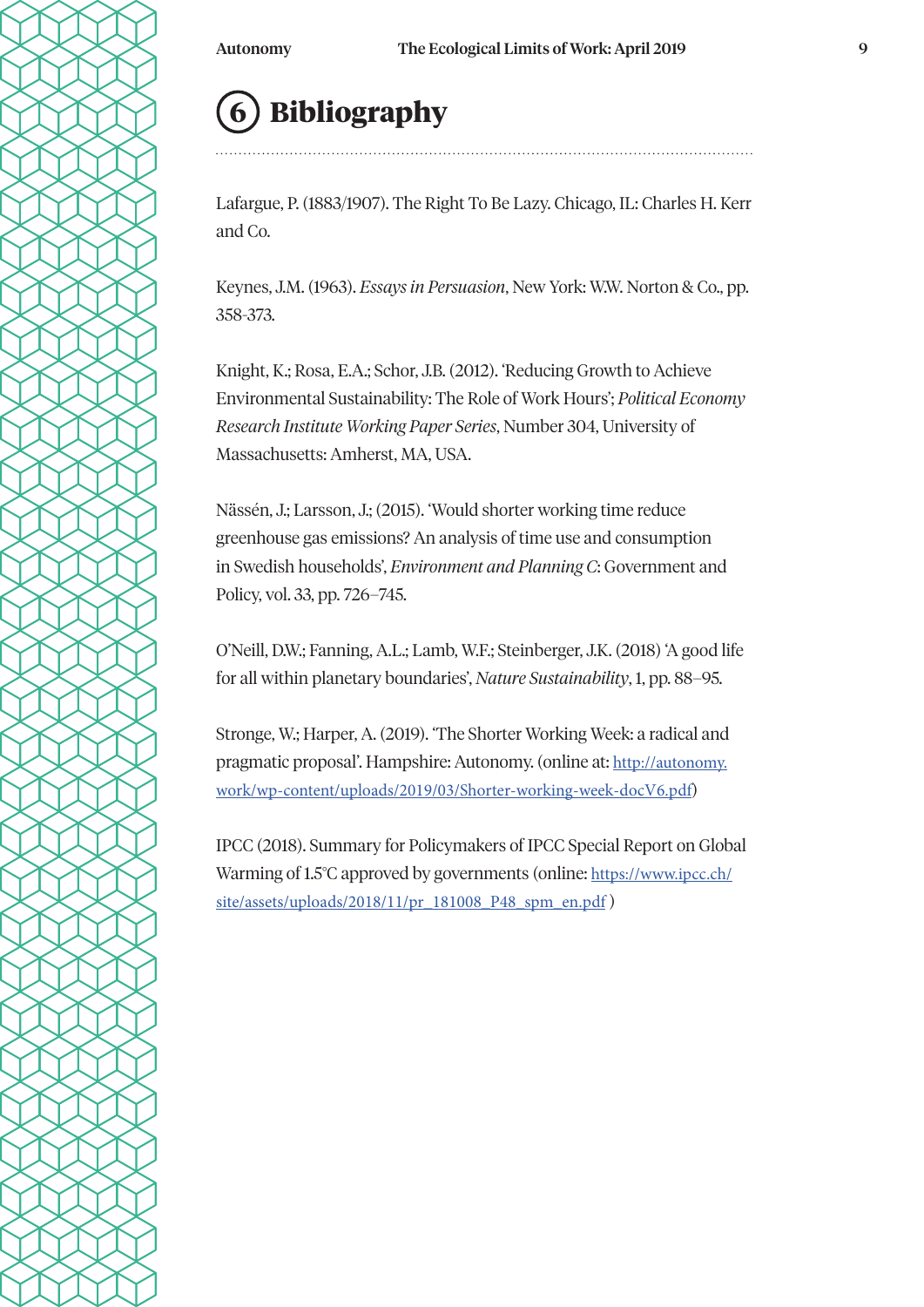# 6 Bibliography

Lafargue, P. (1883/1907). The Right To Be Lazy. Chicago, IL: Charles H. Kerr and Co.

Keynes, J.M. (1963). *Essays in Persuasion*, New York: W.W. Norton & Co., pp. 358-373.

Knight, K.; Rosa, E.A.; Schor, J.B. (2012). 'Reducing Growth to Achieve Environmental Sustainability: The Role of Work Hours'; *Political Economy Research Institute Working Paper Series*, Number 304, University of Massachusetts: Amherst, MA, USA.

Nässén, J.; Larsson, J.; (2015). 'Would shorter working time reduce greenhouse gas emissions? An analysis of time use and consumption in Swedish households', *Environment and Planning C*: Government and Policy, vol. 33, pp. 726–745.

O'Neill, D.W.; Fanning, A.L.; Lamb, W.F.; Steinberger, J.K. (2018) 'A good life for all within planetary boundaries', *Nature Sustainability*, 1, pp. 88–95.

Stronge, W.; Harper, A. (2019). 'The Shorter Working Week: a radical and pragmatic proposal'. Hampshire: Autonomy. (online at: http://autonomy.work/wp-content/uploads/2019/03/Shorter-working-week-docV6.pdf)

IPCC (2018). Summary for Policymakers of IPCC Special Report on Global Warming of 1.5°C approved by governments (online: https://www.ipcc.ch/site/assets/uploads/2018/11/pr_181008_P48_spm_en.pdf )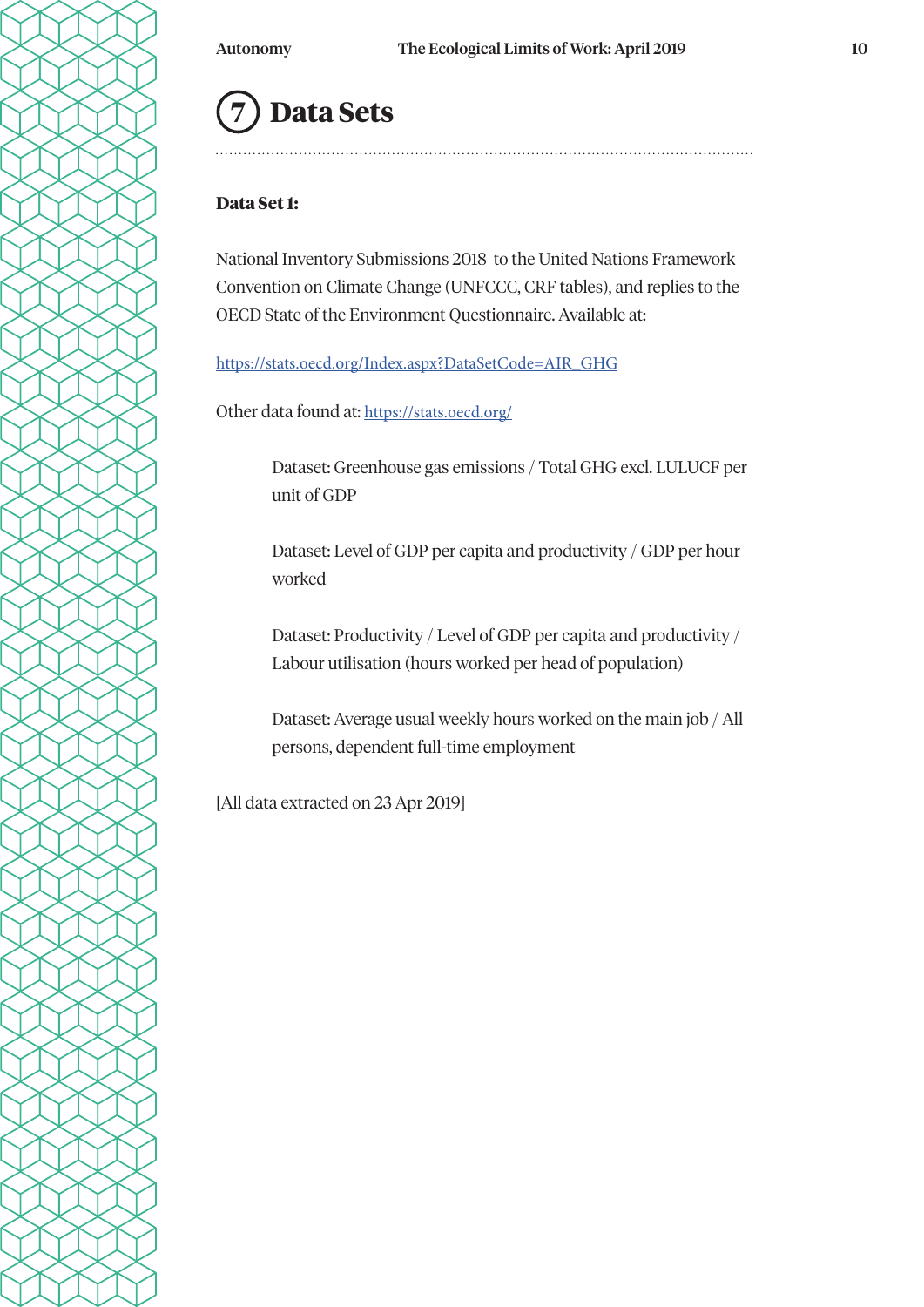# 7 Data Sets

**Data Set 1:**

National Inventory Submissions 2018 to the United Nations Framework Convention on Climate Change (UNFCCC, CRF tables), and replies to the OECD State of the Environment Questionnaire. Available at:

https://stats.oecd.org/Index.aspx?DataSetCode=AIR_GHG

Other data found at: https://stats.oecd.org/

> Dataset: Greenhouse gas emissions / Total GHG excl. LULUCF per unit of GDP
>
> Dataset: Level of GDP per capita and productivity / GDP per hour worked
>
> Dataset: Productivity / Level of GDP per capita and productivity / Labour utilisation (hours worked per head of population)
>
> Dataset: Average usual weekly hours worked on the main job / All persons, dependent full-time employment

[All data extracted on 23 Apr 2019]